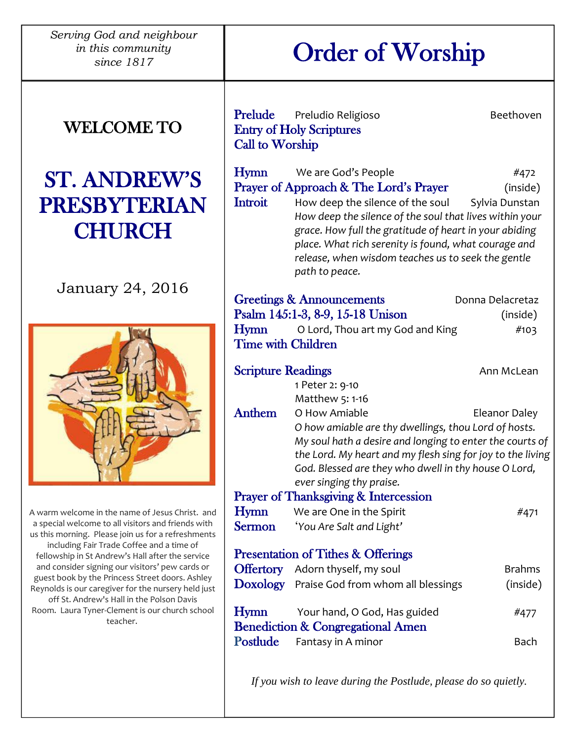*Serving God and neighbour in this community since 1817*

# WELCOME TO

# ST. ANDREW'S PRESBYTERIAN CHURCH

January 24, 2016

A warm welcome in the name of Jesus Christ. and a special welcome to all visitors and friends with us this morning. Please join us for a refreshments including Fair Trade Coffee and a time of fellowship in St Andrew's Hall after the service and consider signing our visitors' pew cards or guest book by the Princess Street doors. Ashley Reynolds is our caregiver for the nursery held just off St. Andrew's Hall in the Polson Davis Room. Laura Tyner-Clement is our church school teacher.

# Order of Worship

**Prelude** Preludio Religioso — Beethoven
**Entry of Holy Scriptures**
**Call to Worship**

**Hymn** We are God's People — #472
**Prayer of Approach & The Lord's Prayer** — (inside)
**Introit** How deep the silence of the soul — Sylvia Dunstan
*How deep the silence of the soul that lives within your grace. How full the gratitude of heart in your abiding place. What rich serenity is found, what courage and release, when wisdom teaches us to seek the gentle path to peace.*

**Greetings & Announcements** — Donna Delacretaz
**Psalm 145:1-3, 8-9, 15-18 Unison** — (inside)
**Hymn** O Lord, Thou art my God and King — #103
**Time with Children**

**Scripture Readings** — Ann McLean
1 Peter 2: 9-10
Matthew 5: 1-16
**Anthem** O How Amiable — Eleanor Daley
*O how amiable are thy dwellings, thou Lord of hosts. My soul hath a desire and longing to enter the courts of the Lord. My heart and my flesh sing for joy to the living God. Blessed are they who dwell in thy house O Lord, ever singing thy praise.*
**Prayer of Thanksgiving & Intercession**
**Hymn** We are One in the Spirit — #471
**Sermon** *'You Are Salt and Light'*

**Presentation of Tithes & Offerings**
**Offertory** Adorn thyself, my soul — Brahms
**Doxology** Praise God from whom all blessings — (inside)

**Hymn** Your hand, O God, Has guided — #477
**Benediction & Congregational Amen**
**Postlude** Fantasy in A minor — Bach

*If you wish to leave during the Postlude, please do so quietly.*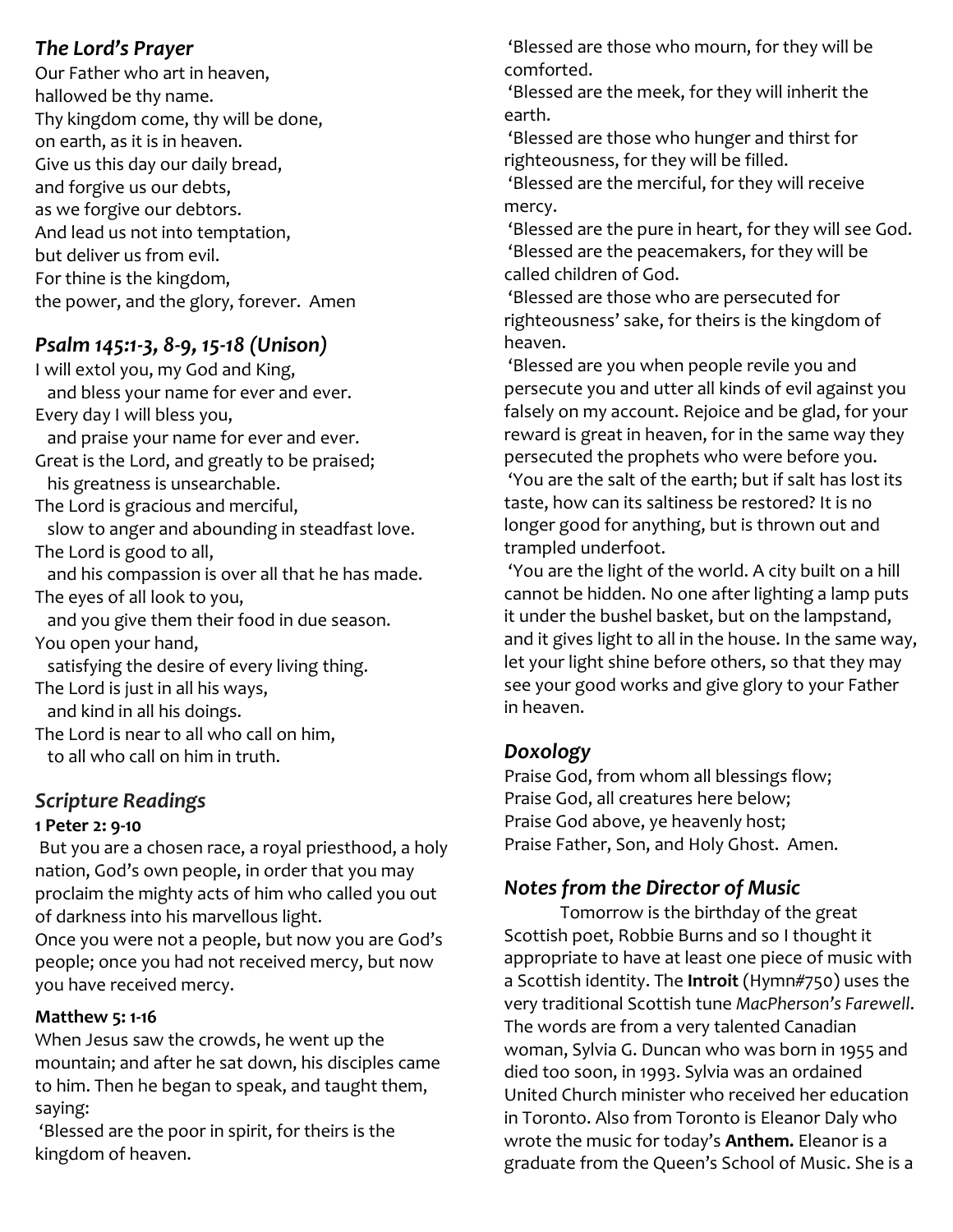## *The Lord's Prayer*

Our Father who art in heaven,
hallowed be thy name.
Thy kingdom come, thy will be done,
on earth, as it is in heaven.
Give us this day our daily bread,
and forgive us our debts,
as we forgive our debtors.
And lead us not into temptation,
but deliver us from evil.
For thine is the kingdom,
the power, and the glory, forever. Amen

## *Psalm 145:1-3, 8-9, 15-18 (Unison)*

I will extol you, my God and King,
  and bless your name for ever and ever.
Every day I will bless you,
  and praise your name for ever and ever.
Great is the Lord, and greatly to be praised;
  his greatness is unsearchable.
The Lord is gracious and merciful,
  slow to anger and abounding in steadfast love.
The Lord is good to all,
  and his compassion is over all that he has made.
The eyes of all look to you,
  and you give them their food in due season.
You open your hand,
  satisfying the desire of every living thing.
The Lord is just in all his ways,
  and kind in all his doings.
The Lord is near to all who call on him,
  to all who call on him in truth.

## *Scripture Readings*

**1 Peter 2: 9-10**

But you are a chosen race, a royal priesthood, a holy nation, God's own people, in order that you may proclaim the mighty acts of him who called you out of darkness into his marvellous light.
Once you were not a people, but now you are God's people; once you had not received mercy, but now you have received mercy.

**Matthew 5: 1-16**

When Jesus saw the crowds, he went up the mountain; and after he sat down, his disciples came to him. Then he began to speak, and taught them, saying:
'Blessed are the poor in spirit, for theirs is the kingdom of heaven.
'Blessed are those who mourn, for they will be comforted.
'Blessed are the meek, for they will inherit the earth.
'Blessed are those who hunger and thirst for righteousness, for they will be filled.
'Blessed are the merciful, for they will receive mercy.
'Blessed are the pure in heart, for they will see God.
'Blessed are the peacemakers, for they will be called children of God.
'Blessed are those who are persecuted for righteousness' sake, for theirs is the kingdom of heaven.
'Blessed are you when people revile you and persecute you and utter all kinds of evil against you falsely on my account. Rejoice and be glad, for your reward is great in heaven, for in the same way they persecuted the prophets who were before you.
'You are the salt of the earth; but if salt has lost its taste, how can its saltiness be restored? It is no longer good for anything, but is thrown out and trampled underfoot.
'You are the light of the world. A city built on a hill cannot be hidden. No one after lighting a lamp puts it under the bushel basket, but on the lampstand, and it gives light to all in the house. In the same way, let your light shine before others, so that they may see your good works and give glory to your Father in heaven.

## *Doxology*

Praise God, from whom all blessings flow;
Praise God, all creatures here below;
Praise God above, ye heavenly host;
Praise Father, Son, and Holy Ghost. Amen.

## *Notes from the Director of Music*

Tomorrow is the birthday of the great Scottish poet, Robbie Burns and so I thought it appropriate to have at least one piece of music with a Scottish identity. The **Introit** (Hymn#750) uses the very traditional Scottish tune *MacPherson's Farewell*. The words are from a very talented Canadian woman, Sylvia G. Duncan who was born in 1955 and died too soon, in 1993. Sylvia was an ordained United Church minister who received her education in Toronto. Also from Toronto is Eleanor Daly who wrote the music for today's **Anthem.** Eleanor is a graduate from the Queen's School of Music. She is a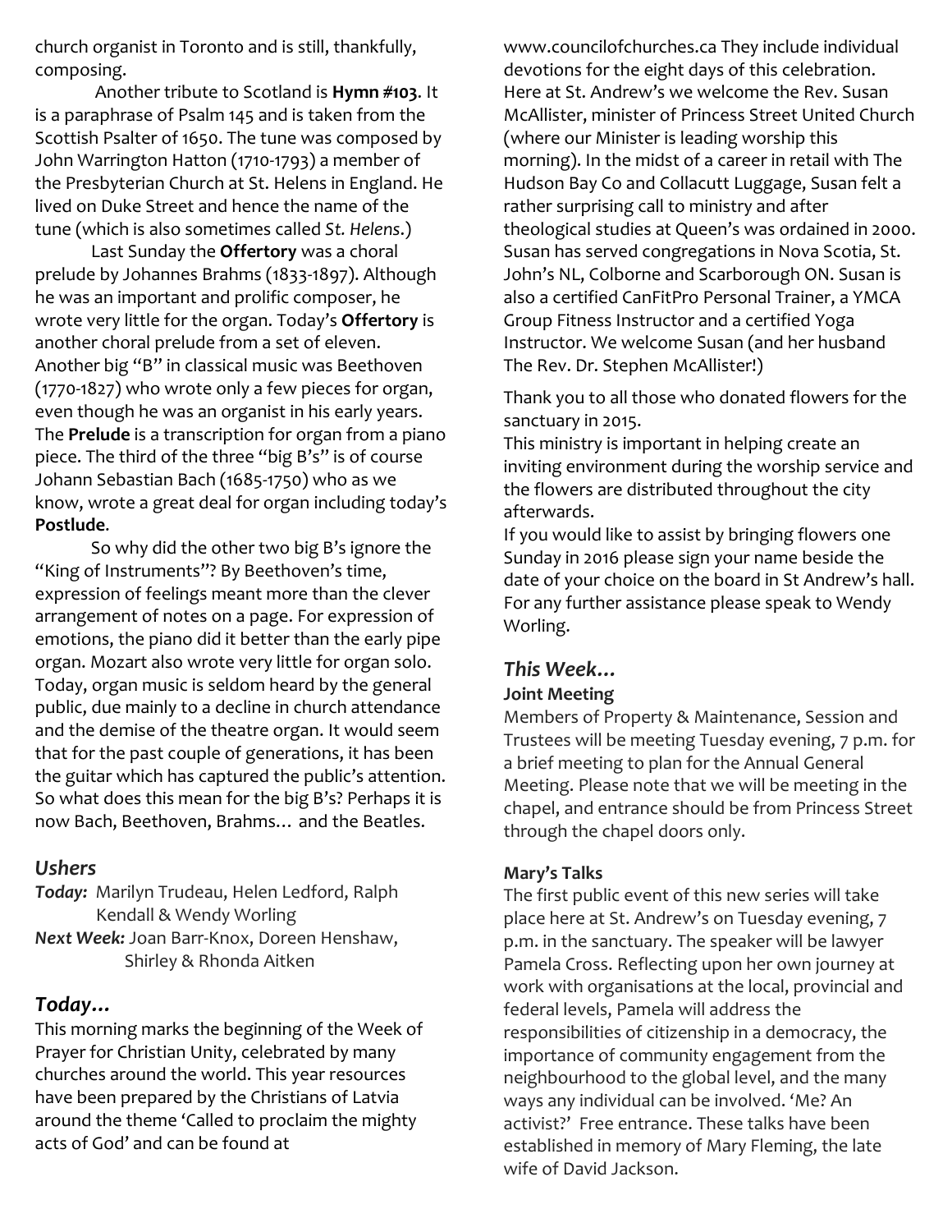church organist in Toronto and is still, thankfully, composing.

Another tribute to Scotland is **Hymn #103**. It is a paraphrase of Psalm 145 and is taken from the Scottish Psalter of 1650. The tune was composed by John Warrington Hatton (1710-1793) a member of the Presbyterian Church at St. Helens in England. He lived on Duke Street and hence the name of the tune (which is also sometimes called *St. Helens*.)

Last Sunday the **Offertory** was a choral prelude by Johannes Brahms (1833-1897). Although he was an important and prolific composer, he wrote very little for the organ. Today's **Offertory** is another choral prelude from a set of eleven. Another big "B" in classical music was Beethoven (1770-1827) who wrote only a few pieces for organ, even though he was an organist in his early years. The **Prelude** is a transcription for organ from a piano piece. The third of the three "big B's" is of course Johann Sebastian Bach (1685-1750) who as we know, wrote a great deal for organ including today's **Postlude**.

So why did the other two big B's ignore the "King of Instruments"? By Beethoven's time, expression of feelings meant more than the clever arrangement of notes on a page. For expression of emotions, the piano did it better than the early pipe organ. Mozart also wrote very little for organ solo. Today, organ music is seldom heard by the general public, due mainly to a decline in church attendance and the demise of the theatre organ. It would seem that for the past couple of generations, it has been the guitar which has captured the public's attention. So what does this mean for the big B's? Perhaps it is now Bach, Beethoven, Brahms… and the Beatles.

## *Ushers*

***Today:*** Marilyn Trudeau, Helen Ledford, Ralph Kendall & Wendy Worling
***Next Week:*** Joan Barr-Knox, Doreen Henshaw, Shirley & Rhonda Aitken

## *Today…*

This morning marks the beginning of the Week of Prayer for Christian Unity, celebrated by many churches around the world. This year resources have been prepared by the Christians of Latvia around the theme 'Called to proclaim the mighty acts of God' and can be found at www.councilofchurches.ca They include individual devotions for the eight days of this celebration. Here at St. Andrew's we welcome the Rev. Susan McAllister, minister of Princess Street United Church (where our Minister is leading worship this morning). In the midst of a career in retail with The Hudson Bay Co and Collacutt Luggage, Susan felt a rather surprising call to ministry and after theological studies at Queen's was ordained in 2000. Susan has served congregations in Nova Scotia, St. John's NL, Colborne and Scarborough ON. Susan is also a certified CanFitPro Personal Trainer, a YMCA Group Fitness Instructor and a certified Yoga Instructor. We welcome Susan (and her husband The Rev. Dr. Stephen McAllister!)

Thank you to all those who donated flowers for the sanctuary in 2015.
This ministry is important in helping create an inviting environment during the worship service and the flowers are distributed throughout the city afterwards.
If you would like to assist by bringing flowers one Sunday in 2016 please sign your name beside the date of your choice on the board in St Andrew's hall. For any further assistance please speak to Wendy Worling.

## *This Week…*

**Joint Meeting**
Members of Property & Maintenance, Session and Trustees will be meeting Tuesday evening, 7 p.m. for a brief meeting to plan for the Annual General Meeting. Please note that we will be meeting in the chapel, and entrance should be from Princess Street through the chapel doors only.

**Mary's Talks**
The first public event of this new series will take place here at St. Andrew's on Tuesday evening, 7 p.m. in the sanctuary. The speaker will be lawyer Pamela Cross. Reflecting upon her own journey at work with organisations at the local, provincial and federal levels, Pamela will address the responsibilities of citizenship in a democracy, the importance of community engagement from the neighbourhood to the global level, and the many ways any individual can be involved. 'Me? An activist?' Free entrance. These talks have been established in memory of Mary Fleming, the late wife of David Jackson.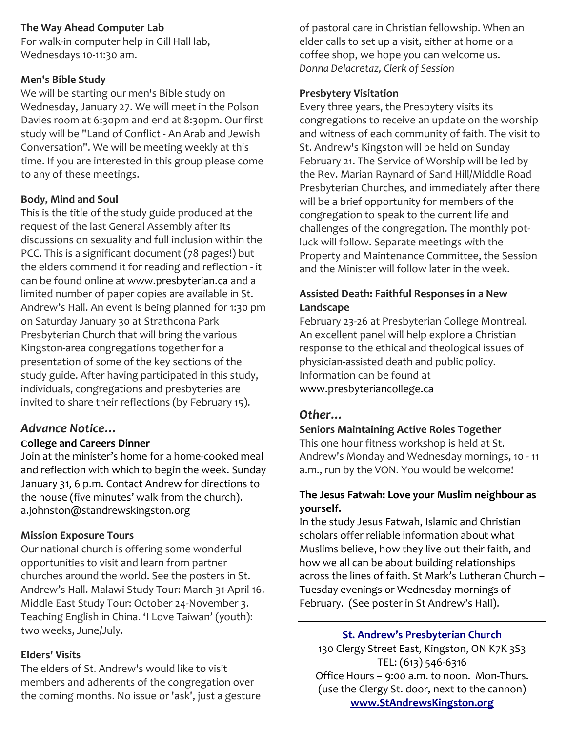**The Way Ahead Computer Lab**
For walk-in computer help in Gill Hall lab, Wednesdays 10-11:30 am.

**Men's Bible Study**
We will be starting our men's Bible study on Wednesday, January 27. We will meet in the Polson Davies room at 6:30pm and end at 8:30pm. Our first study will be "Land of Conflict - An Arab and Jewish Conversation". We will be meeting weekly at this time. If you are interested in this group please come to any of these meetings.

**Body, Mind and Soul**
This is the title of the study guide produced at the request of the last General Assembly after its discussions on sexuality and full inclusion within the PCC. This is a significant document (78 pages!) but the elders commend it for reading and reflection - it can be found online at www.presbyterian.ca and a limited number of paper copies are available in St. Andrew's Hall. An event is being planned for 1:30 pm on Saturday January 30 at Strathcona Park Presbyterian Church that will bring the various Kingston-area congregations together for a presentation of some of the key sections of the study guide. After having participated in this study, individuals, congregations and presbyteries are invited to share their reflections (by February 15).

## *Advance Notice…*

**College and Careers Dinner**
Join at the minister's home for a home-cooked meal and reflection with which to begin the week. Sunday January 31, 6 p.m. Contact Andrew for directions to the house (five minutes' walk from the church). a.johnston@standrewskingston.org

**Mission Exposure Tours**
Our national church is offering some wonderful opportunities to visit and learn from partner churches around the world. See the posters in St. Andrew's Hall. Malawi Study Tour: March 31-April 16. Middle East Study Tour: October 24-November 3. Teaching English in China. 'I Love Taiwan' (youth): two weeks, June/July.

**Elders' Visits**
The elders of St. Andrew's would like to visit members and adherents of the congregation over the coming months. No issue or 'ask', just a gesture of pastoral care in Christian fellowship. When an elder calls to set up a visit, either at home or a coffee shop, we hope you can welcome us.
*Donna Delacretaz, Clerk of Session*

**Presbytery Visitation**
Every three years, the Presbytery visits its congregations to receive an update on the worship and witness of each community of faith. The visit to St. Andrew's Kingston will be held on Sunday February 21. The Service of Worship will be led by the Rev. Marian Raynard of Sand Hill/Middle Road Presbyterian Churches, and immediately after there will be a brief opportunity for members of the congregation to speak to the current life and challenges of the congregation. The monthly pot-luck will follow. Separate meetings with the Property and Maintenance Committee, the Session and the Minister will follow later in the week.

**Assisted Death: Faithful Responses in a New Landscape**
February 23-26 at Presbyterian College Montreal. An excellent panel will help explore a Christian response to the ethical and theological issues of physician-assisted death and public policy. Information can be found at www.presbyteriancollege.ca

## *Other…*

**Seniors Maintaining Active Roles Together**
This one hour fitness workshop is held at St. Andrew's Monday and Wednesday mornings, 10 - 11 a.m., run by the VON. You would be welcome!

**The Jesus Fatwah: Love your Muslim neighbour as yourself.**
In the study Jesus Fatwah, Islamic and Christian scholars offer reliable information about what Muslims believe, how they live out their faith, and how we all can be about building relationships across the lines of faith. St Mark's Lutheran Church – Tuesday evenings or Wednesday mornings of February. (See poster in St Andrew's Hall).

---

**St. Andrew's Presbyterian Church**
130 Clergy Street East, Kingston, ON K7K 3S3
TEL: (613) 546-6316
Office Hours – 9:00 a.m. to noon. Mon-Thurs.
(use the Clergy St. door, next to the cannon)
**www.StAndrewsKingston.org**